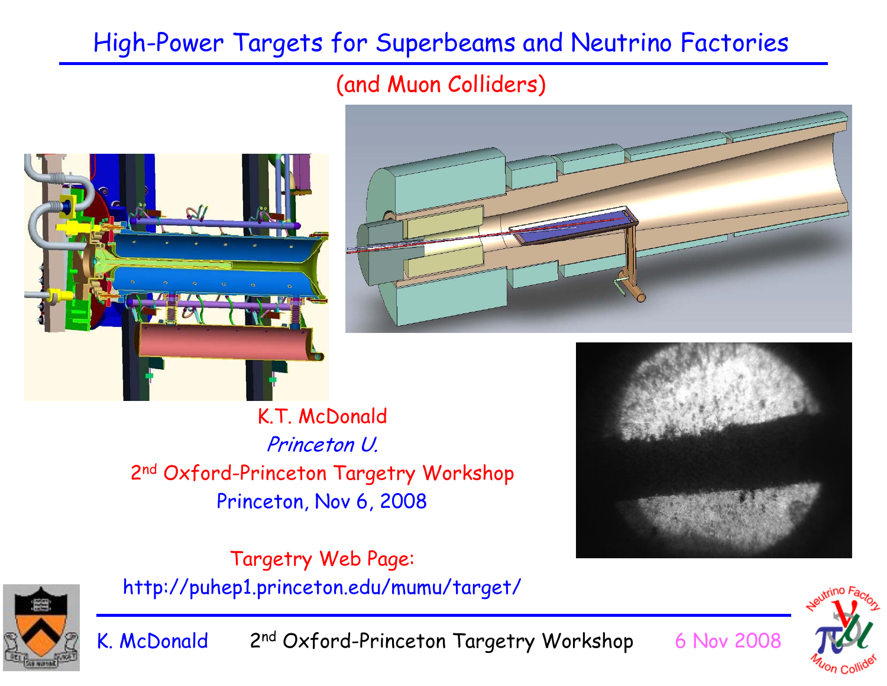# High-Power Targets for Superbeams and Neutrino Factories

## (and Muon Colliders)

K.T. McDonald

*Princeton U.*

2nd Oxford-Princeton Targetry Workshop

Princeton, Nov 6, 2008

Targetry Web Page:

http://puhep1.princeton.edu/mumu/target/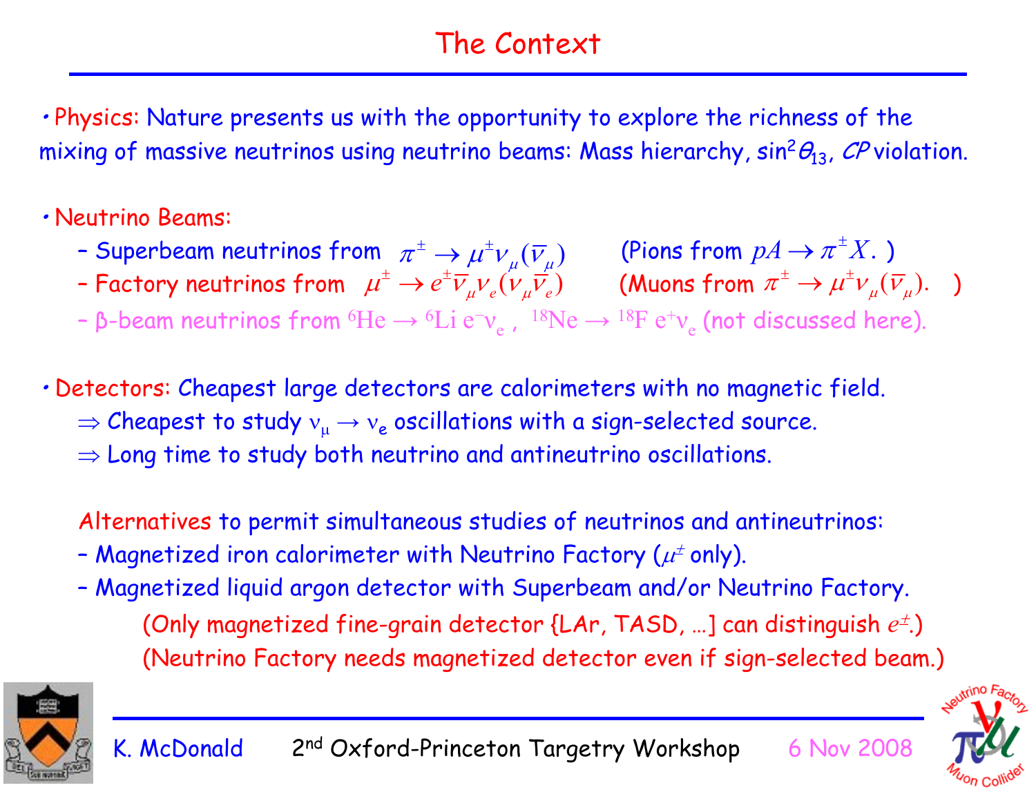# The Context

- Physics: Nature presents us with the opportunity to explore the richness of the mixing of massive neutrinos using neutrino beams: Mass hierarchy, $\sin^2\theta_{13}$, *CP* violation.

- Neutrino Beams:
  - Superbeam neutrinos from $\pi^\pm \to \mu^\pm \nu_\mu (\bar{\nu}_\mu)$ (Pions from $pA \to \pi^\pm X$. )
  - Factory neutrinos from $\mu^\pm \to e^\pm \bar{\nu}_\mu \nu_e (\nu_\mu \bar{\nu}_e)$ (Muons from $\pi^\pm \to \mu^\pm \nu_\mu (\bar{\nu}_\mu)$. )
  - β-beam neutrinos from $^6\mathrm{He} \to {}^6\mathrm{Li}\, e^- \nu_e$, $^{18}\mathrm{Ne} \to {}^{18}\mathrm{F}\, e^+ \nu_e$ (not discussed here).

- Detectors: Cheapest large detectors are calorimeters with no magnetic field.
  - ⇒ Cheapest to study $\nu_\mu \to \nu_e$ oscillations with a sign-selected source.
  - ⇒ Long time to study both neutrino and antineutrino oscillations.

  Alternatives to permit simultaneous studies of neutrinos and antineutrinos:
  - Magnetized iron calorimeter with Neutrino Factory ($\mu^\pm$ only).
  - Magnetized liquid argon detector with Superbeam and/or Neutrino Factory.

    (Only magnetized fine-grain detector {LAr, TASD, …] can distinguish $e^\pm$.)

    (Neutrino Factory needs magnetized detector even if sign-selected beam.)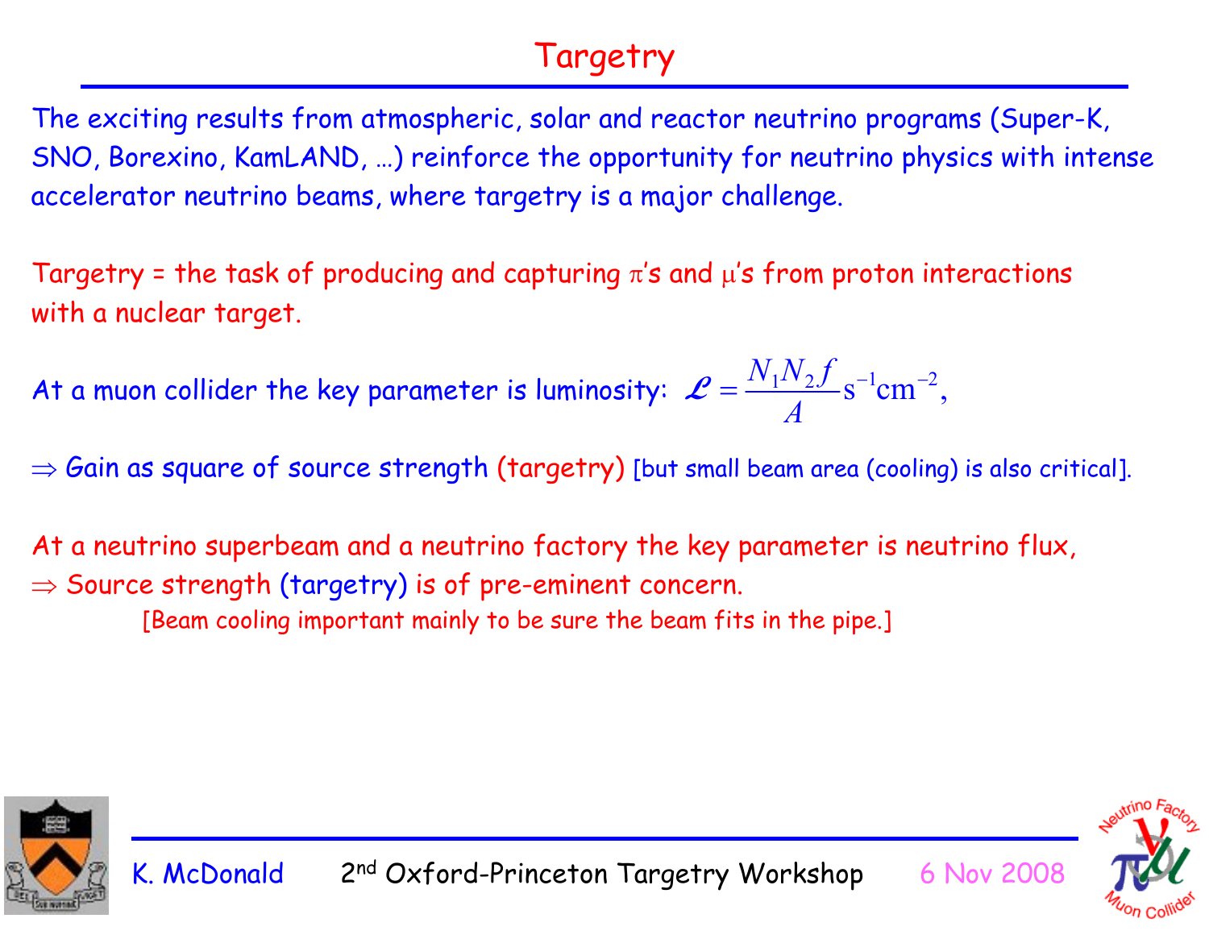# Targetry

The exciting results from atmospheric, solar and reactor neutrino programs (Super-K, SNO, Borexino, KamLAND, …) reinforce the opportunity for neutrino physics with intense accelerator neutrino beams, where targetry is a major challenge.

Targetry = the task of producing and capturing $\pi$'s and $\mu$'s from proton interactions with a nuclear target.

At a muon collider the key parameter is luminosity: $\mathcal{L} = \frac{N_1 N_2 f}{A} \mathrm{s}^{-1}\mathrm{cm}^{-2}$,

$\Rightarrow$ Gain as square of source strength (targetry) [but small beam area (cooling) is also critical].

At a neutrino superbeam and a neutrino factory the key parameter is neutrino flux,

$\Rightarrow$ Source strength (targetry) is of pre-eminent concern.

[Beam cooling important mainly to be sure the beam fits in the pipe.]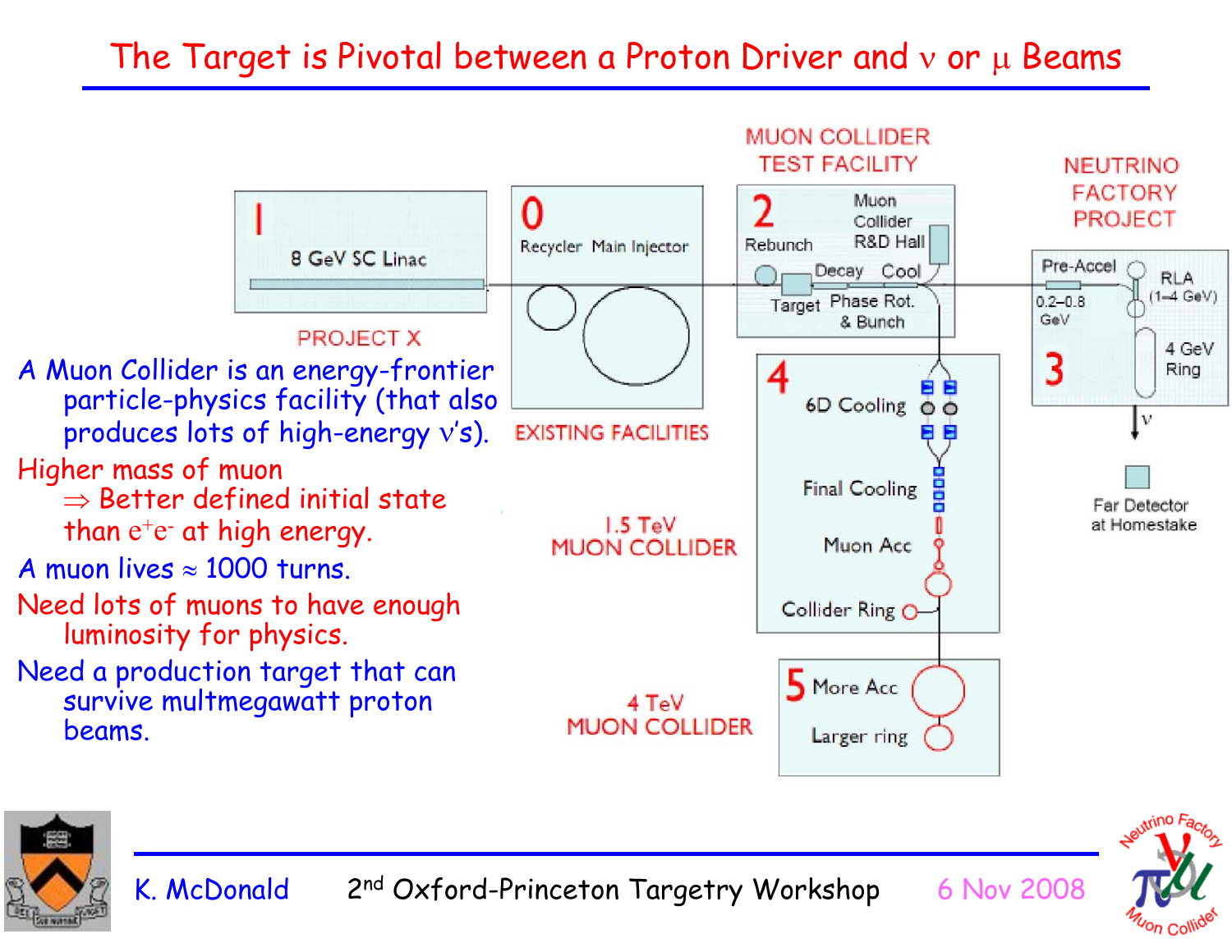# The Target is Pivotal between a Proton Driver and $\nu$ or $\mu$ Beams

- A Muon Collider is an energy-frontier particle-physics facility (that also produces lots of high-energy $\nu$'s).
- Higher mass of muon
  $\Rightarrow$ Better defined initial state than $e^+e^-$ at high energy.
- A muon lives $\approx$ 1000 turns.
- Need lots of muons to have enough luminosity for physics.
- Need a production target that can survive multmegawatt proton beams.

PROJECT X
1 8 GeV SC Linac

EXISTING FACILITIES
0 Recycler Main Injector

MUON COLLIDER TEST FACILITY
2 Rebunch, Muon Collider R&D Hall, Decay, Cool, Target, Phase Rot. & Bunch

NEUTRINO FACTORY PROJECT
3 Pre-Accel 0.2–0.8 GeV, RLA (1–4 GeV), 4 GeV Ring, $\nu$, Far Detector at Homestake

1.5 TeV MUON COLLIDER
4 6D Cooling, Final Cooling, Muon Acc, Collider Ring

4 TeV MUON COLLIDER
5 More Acc, Larger ring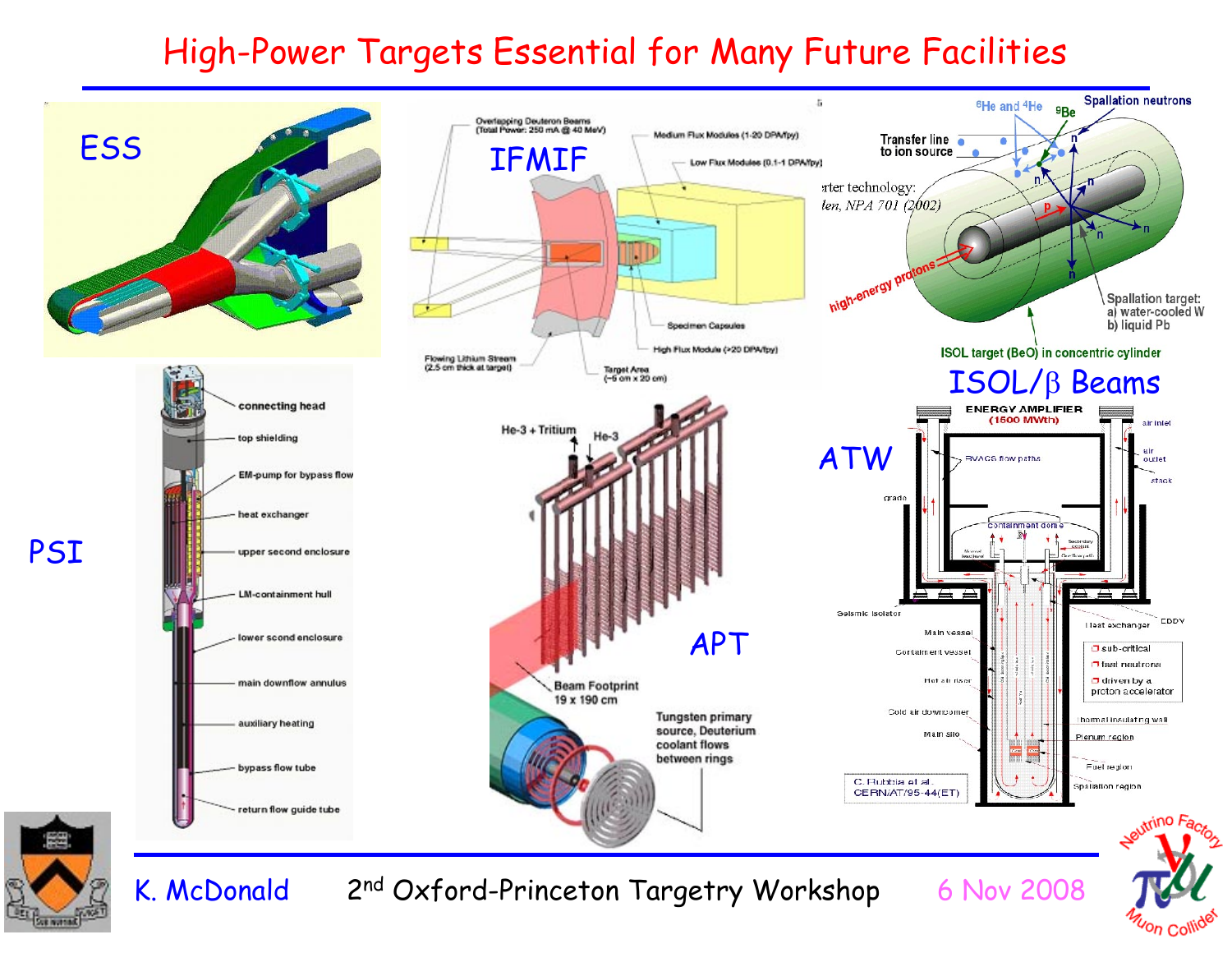# High-Power Targets Essential for Many Future Facilities

ESS

IFMIF

Overlapping Deuteron Beams (Total Power: 250 mA @ 40 MeV)

Medium Flux Modules (1-20 DPA/fpy)

Low Flux Modules (0.1-1 DPA/fpy)

Specimen Capsules

High Flux Module (>20 DPA/fpy)

Flowing Lithium Stream (2.5 cm thick at target)

Target Area (~5 cm x 20 cm)

ISOL/β Beams

$^6$He and $^4$He

$^9$Be

Spallation neutrons

Transfer line to ion source

high-energy protons

Spallation target: a) water-cooled W b) liquid Pb

ISOL target (BeO) in concentric cylinder

PSI

connecting head

top shielding

EM-pump for bypass flow

heat exchanger

upper second enclosure

LM-containment hull

lower scond enclosure

main downflow annulus

auxiliary heating

bypass flow tube

return flow guide tube

APT

He-3 + Tritium

He-3

Beam Footprint 19 x 190 cm

Tungsten primary source, Deuterium coolant flows between rings

ATW

ENERGY AMPLIFIER (1500 MWth)

C. Rubbia et al. CERN/AT/95-44(ET)

- sub-critical
- fast neutrons
- driven by a proton accelerator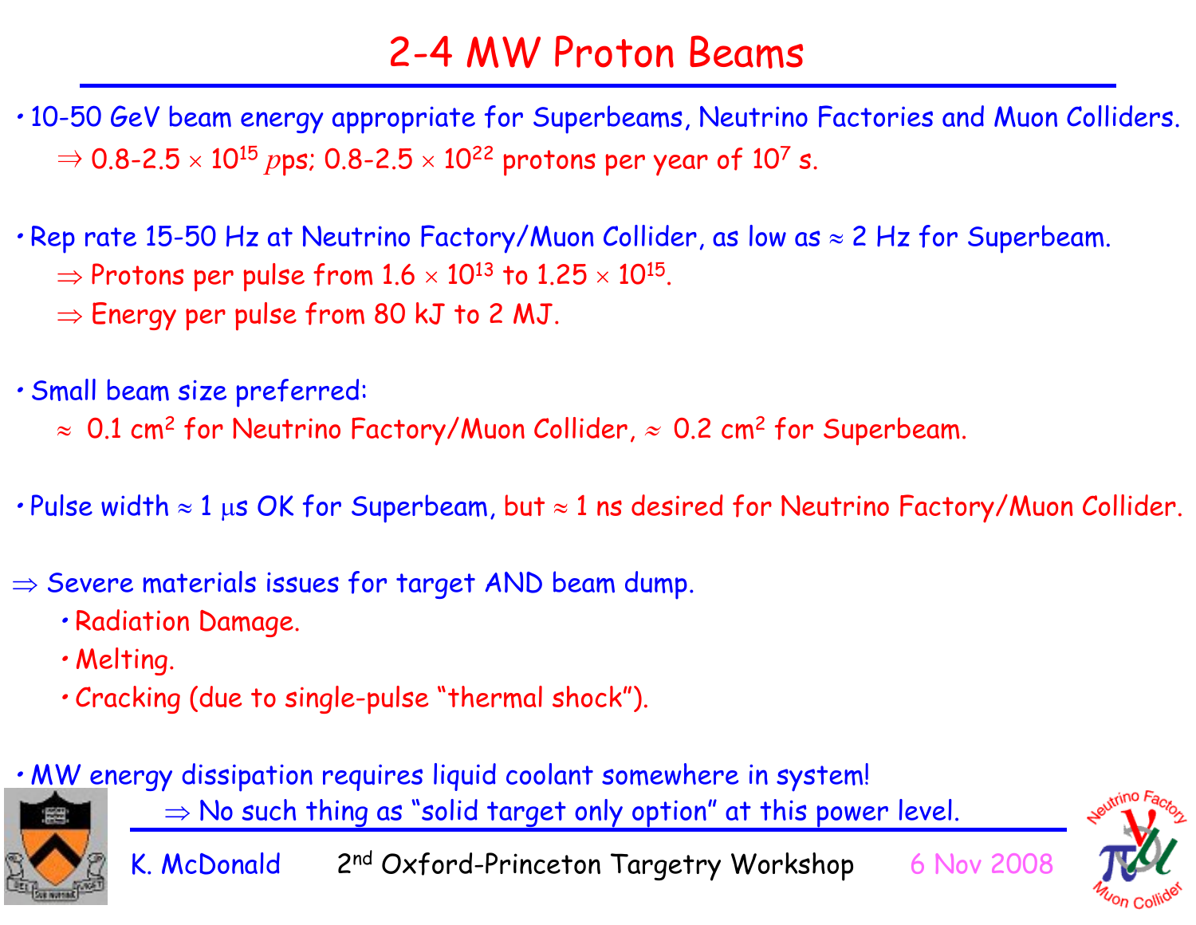# 2-4 MW Proton Beams

- 10-50 GeV beam energy appropriate for Superbeams, Neutrino Factories and Muon Colliders.
  - $\Rightarrow$ 0.8-2.5 $\times 10^{15}$ $p$ps; 0.8-2.5 $\times 10^{22}$ protons per year of $10^7$ s.

- Rep rate 15-50 Hz at Neutrino Factory/Muon Collider, as low as $\approx$ 2 Hz for Superbeam.
  - $\Rightarrow$ Protons per pulse from $1.6 \times 10^{13}$ to $1.25 \times 10^{15}$.
  - $\Rightarrow$ Energy per pulse from 80 kJ to 2 MJ.

- Small beam size preferred:
  - $\approx$ 0.1 cm$^2$ for Neutrino Factory/Muon Collider, $\approx$ 0.2 cm$^2$ for Superbeam.

- Pulse width $\approx$ 1 $\mu$s OK for Superbeam, but $\approx$ 1 ns desired for Neutrino Factory/Muon Collider.

$\Rightarrow$ Severe materials issues for target AND beam dump.

- Radiation Damage.
- Melting.
- Cracking (due to single-pulse "thermal shock").

- MW energy dissipation requires liquid coolant somewhere in system!
  - $\Rightarrow$ No such thing as "solid target only option" at this power level.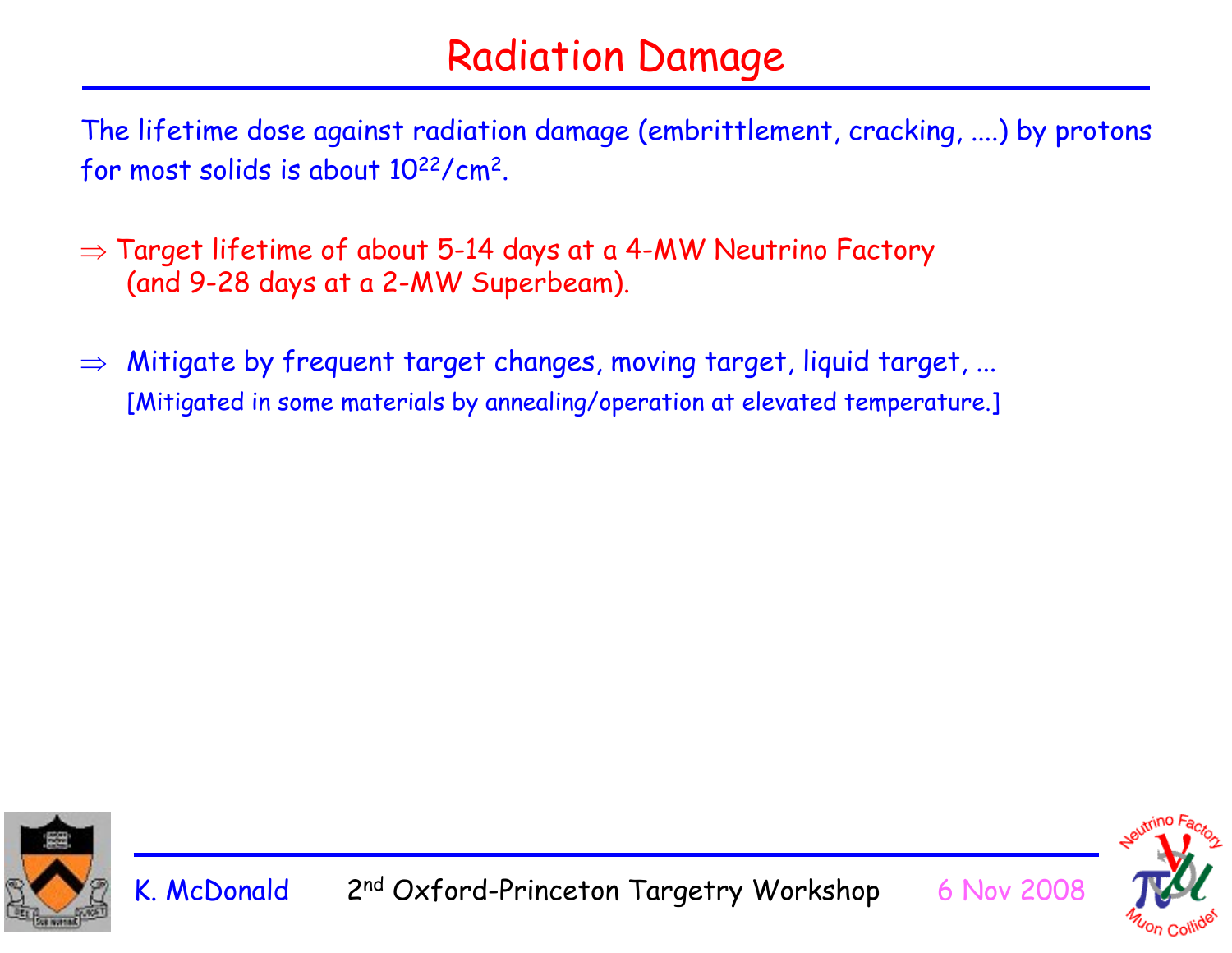# Radiation Damage

The lifetime dose against radiation damage (embrittlement, cracking, ....) by protons for most solids is about $10^{22}/cm^2$.

$\Rightarrow$ Target lifetime of about 5-14 days at a 4-MW Neutrino Factory (and 9-28 days at a 2-MW Superbeam).

$\Rightarrow$ Mitigate by frequent target changes, moving target, liquid target, ...
[Mitigated in some materials by annealing/operation at elevated temperature.]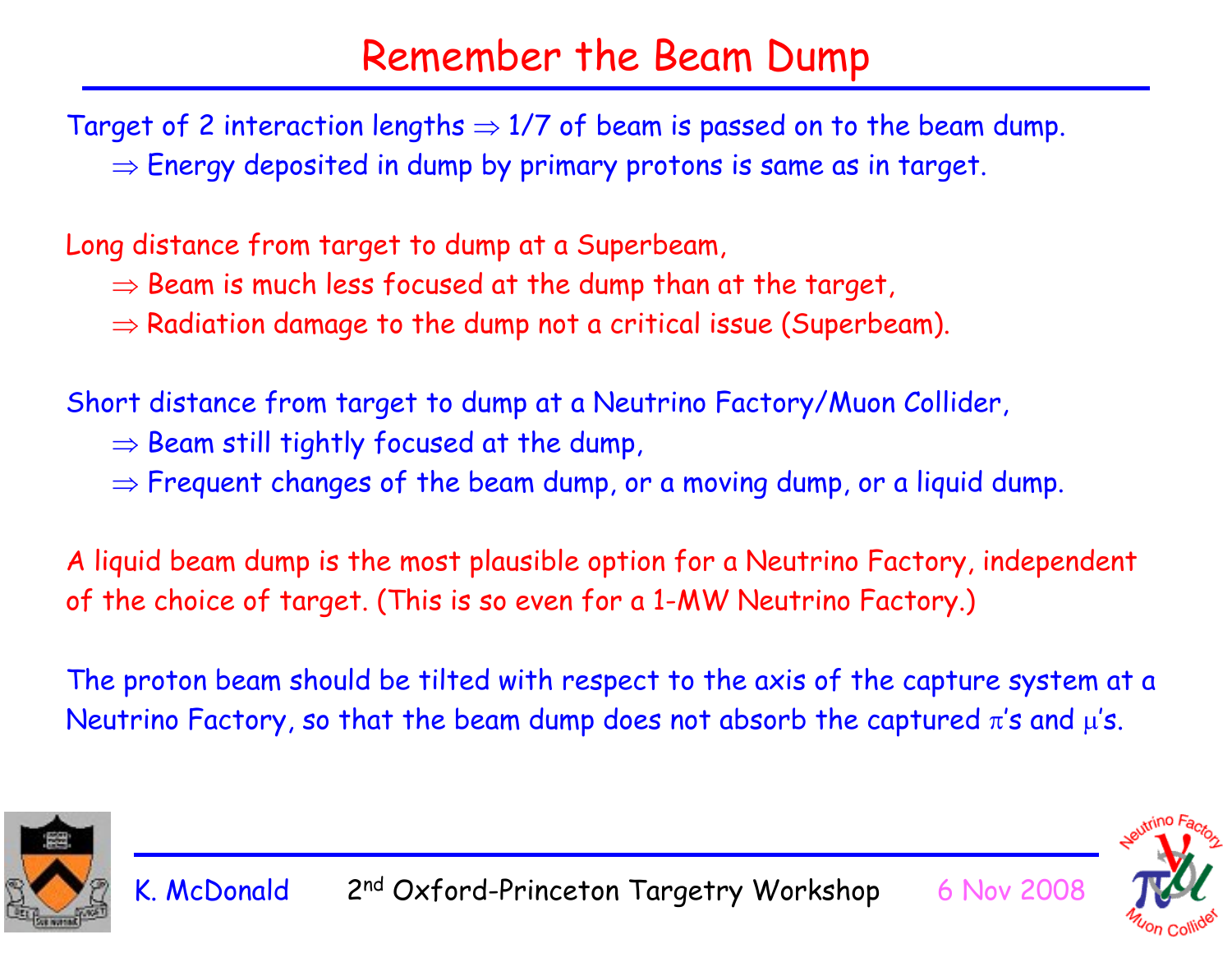# Remember the Beam Dump

Target of 2 interaction lengths $\Rightarrow$ 1/7 of beam is passed on to the beam dump.

$\Rightarrow$ Energy deposited in dump by primary protons is same as in target.

Long distance from target to dump at a Superbeam,

$\Rightarrow$ Beam is much less focused at the dump than at the target,

$\Rightarrow$ Radiation damage to the dump not a critical issue (Superbeam).

Short distance from target to dump at a Neutrino Factory/Muon Collider,

$\Rightarrow$ Beam still tightly focused at the dump,

$\Rightarrow$ Frequent changes of the beam dump, or a moving dump, or a liquid dump.

A liquid beam dump is the most plausible option for a Neutrino Factory, independent of the choice of target. (This is so even for a 1-MW Neutrino Factory.)

The proton beam should be tilted with respect to the axis of the capture system at a Neutrino Factory, so that the beam dump does not absorb the captured $\pi$'s and $\mu$'s.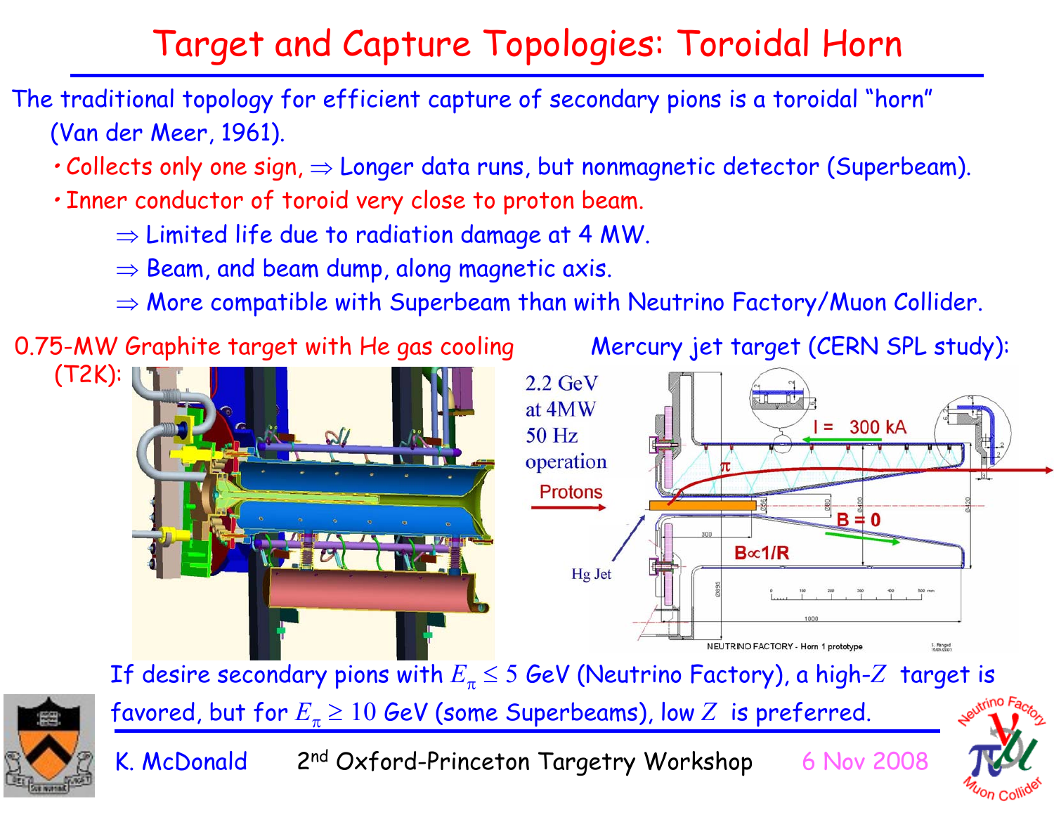# Target and Capture Topologies: Toroidal Horn

The traditional topology for efficient capture of secondary pions is a toroidal "horn" (Van der Meer, 1961).

- Collects only one sign, ⇒ Longer data runs, but nonmagnetic detector (Superbeam).
- Inner conductor of toroid very close to proton beam.
  - ⇒ Limited life due to radiation damage at 4 MW.
  - ⇒ Beam, and beam dump, along magnetic axis.
  - ⇒ More compatible with Superbeam than with Neutrino Factory/Muon Collider.

0.75-MW Graphite target with He gas cooling (T2K):

Mercury jet target (CERN SPL study):

2.2 GeV at 4MW 50 Hz operation

If desire secondary pions with $E_\pi \leq 5$ GeV (Neutrino Factory), a high-$Z$ target is favored, but for $E_\pi \geq 10$ GeV (some Superbeams), low $Z$ is preferred.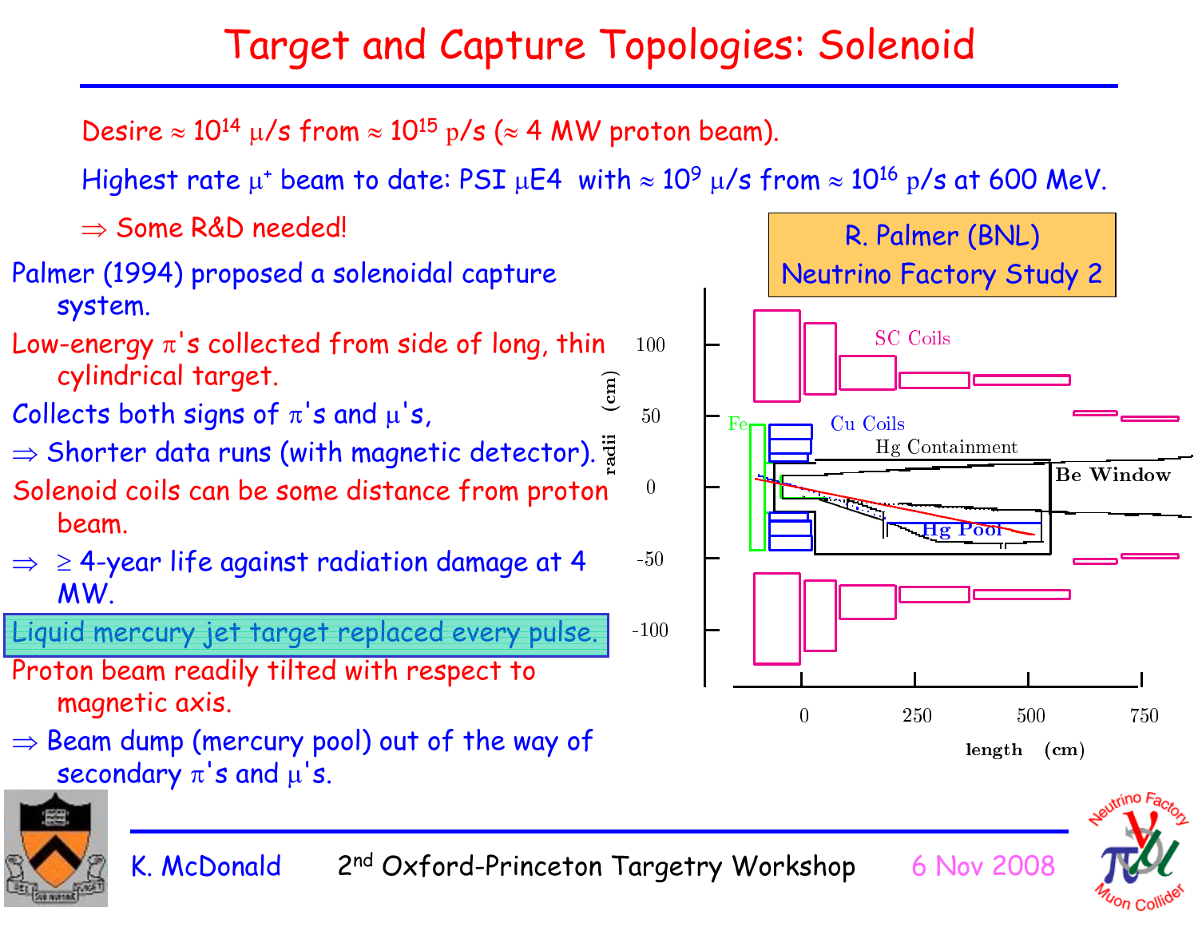# Target and Capture Topologies: Solenoid

Desire $\approx 10^{14}$ $\mu$/s from $\approx 10^{15}$ p/s ($\approx$ 4 MW proton beam).

Highest rate $\mu^+$ beam to date: PSI $\mu$E4 with $\approx 10^9$ $\mu$/s from $\approx 10^{16}$ p/s at 600 MeV.

$\Rightarrow$ Some R&D needed!

Palmer (1994) proposed a solenoidal capture system.

Low-energy $\pi$'s collected from side of long, thin cylindrical target.

Collects both signs of $\pi$'s and $\mu$'s,

$\Rightarrow$ Shorter data runs (with magnetic detector).

Solenoid coils can be some distance from proton beam.

$\Rightarrow$ $\geq$ 4-year life against radiation damage at 4 MW.

Liquid mercury jet target replaced every pulse.

Proton beam readily tilted with respect to magnetic axis.

$\Rightarrow$ Beam dump (mercury pool) out of the way of secondary $\pi$'s and $\mu$'s.

R. Palmer (BNL)
Neutrino Factory Study 2

SC Coils, Fe, Cu Coils, Hg Containment, Be Window, Hg Pool

radii (cm); length (cm)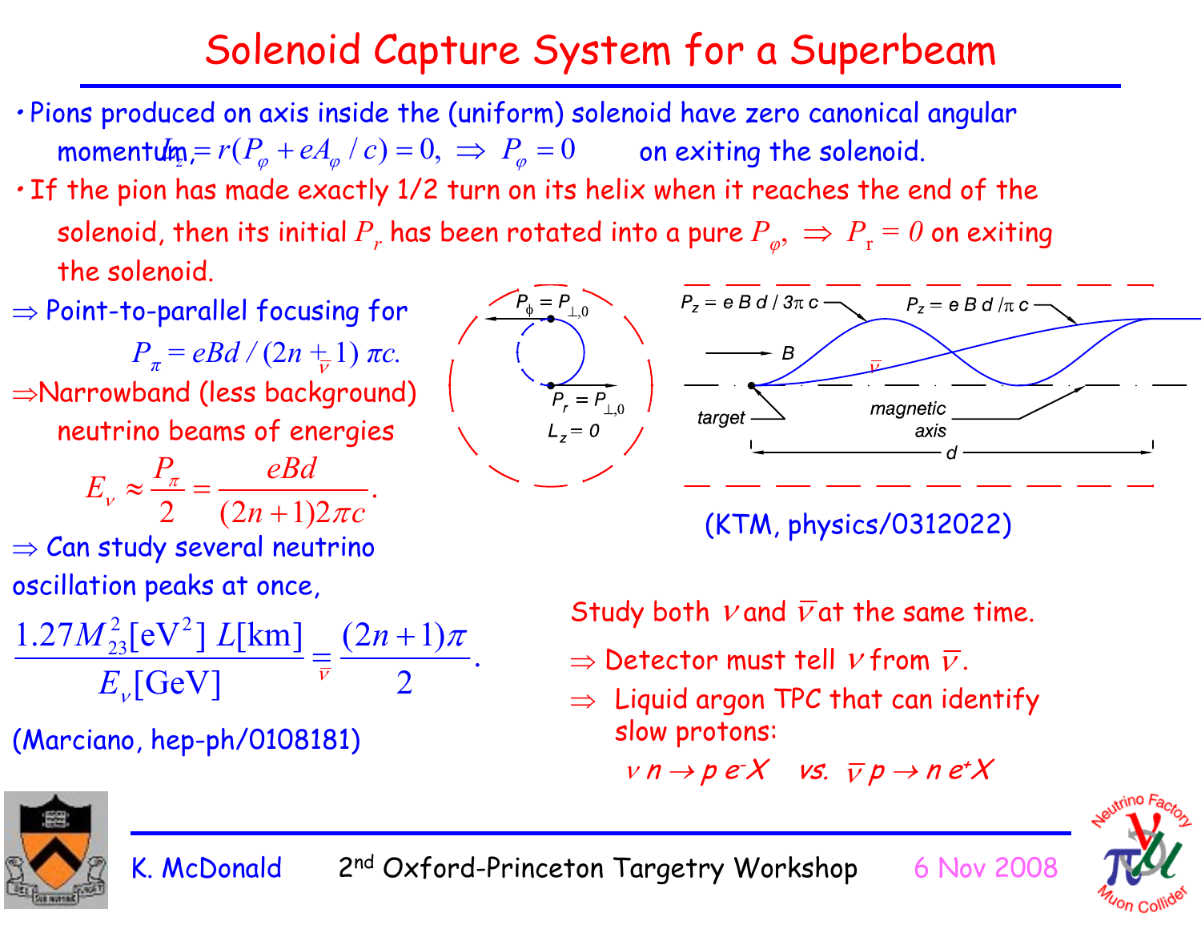# Solenoid Capture System for a Superbeam

- Pions produced on axis inside the (uniform) solenoid have zero canonical angular momentum, $L_z = r(P_\varphi + eA_\varphi / c) = 0, \;\Rightarrow\; P_\varphi = 0$ on exiting the solenoid.
- If the pion has made exactly 1/2 turn on its helix when it reaches the end of the solenoid, then its initial $P_r$ has been rotated into a pure $P_\varphi$, $\Rightarrow\; P_r = 0$ on exiting the solenoid.

$\Rightarrow$ Point-to-parallel focusing for

$$P_\pi = eBd \,/\, (2n \underset{\bar{\nu}}{+} 1)\, \pi c.$$

$\Rightarrow$ Narrowband (less background) neutrino beams of energies

$$E_\nu \approx \frac{P_\pi}{2} = \frac{eBd}{(2n+1)2\pi c}.$$

$\Rightarrow$ Can study several neutrino oscillation peaks at once,

$$\frac{1.27 M_{23}^2[\mathrm{eV}^2]\; L[\mathrm{km}]}{E_\nu[\mathrm{GeV}]} \underset{\bar{\nu}}{=} \frac{(2n+1)\pi}{2}.$$

(Marciano, hep-ph/0108181)

$P_\phi = P_{\perp,0}$, $P_r = P_{\perp,0}$, $L_z = 0$

$P_z = e\,B\,d\,/\,3\pi\,c$, $P_z = e\,B\,d\,/\pi\,c$, $B$, $\bar{\nu}$, target, magnetic axis, $d$

(KTM, physics/0312022)

Study both $\nu$ and $\bar{\nu}$ at the same time.

$\Rightarrow$ Detector must tell $\nu$ from $\bar{\nu}$.

$\Rightarrow$ Liquid argon TPC that can identify slow protons:

$\nu\, n \rightarrow p\, e^- X \quad vs. \quad \bar{\nu}\, p \rightarrow n\, e^+ X$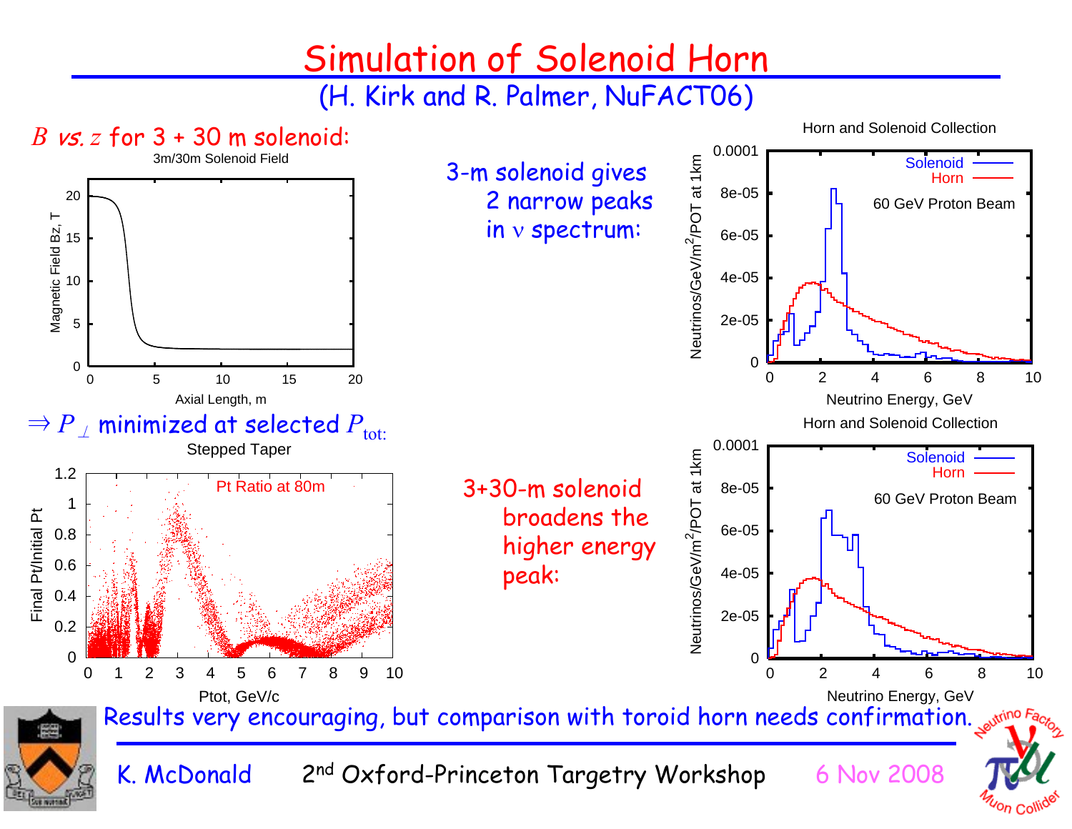# Simulation of Solenoid Horn

(H. Kirk and R. Palmer, NuFACT06)

$B$ *vs.* $z$ for 3 + 30 m solenoid:

3m/30m Solenoid Field

$\Rightarrow P_\perp$ minimized at selected $P_{\text{tot}}$:

Stepped Taper

Pt Ratio at 80m

3-m solenoid gives 2 narrow peaks in $\nu$ spectrum:

Horn and Solenoid Collection

3+30-m solenoid broadens the higher energy peak:

Horn and Solenoid Collection

Results very encouraging, but comparison with toroid horn needs confirmation.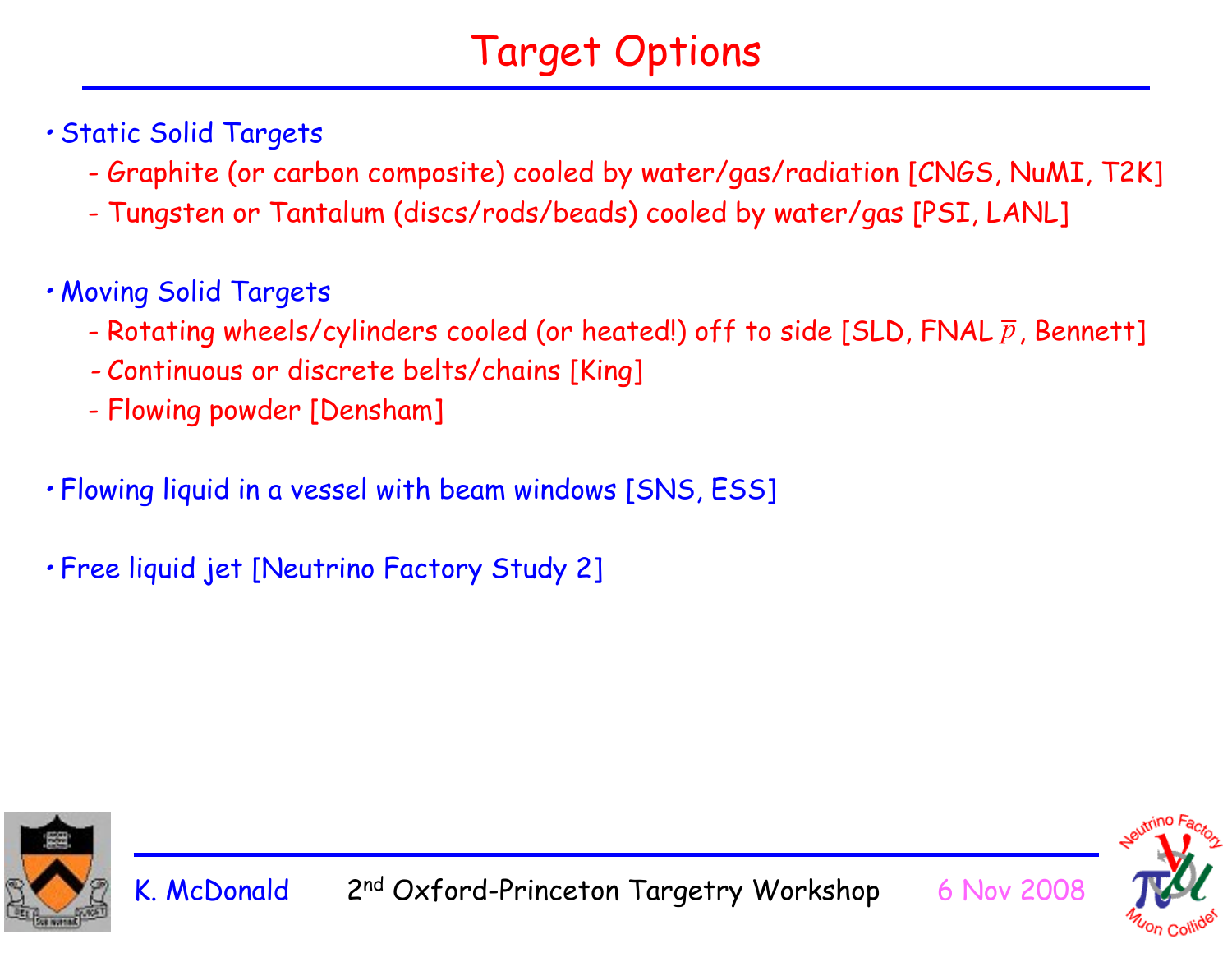# Target Options

- Static Solid Targets
  - Graphite (or carbon composite) cooled by water/gas/radiation [CNGS, NuMI, T2K]
  - Tungsten or Tantalum (discs/rods/beads) cooled by water/gas [PSI, LANL]

- Moving Solid Targets
  - Rotating wheels/cylinders cooled (or heated!) off to side [SLD, FNAL $\overline{p}$, Bennett]
  - Continuous or discrete belts/chains [King]
  - Flowing powder [Densham]

- Flowing liquid in a vessel with beam windows [SNS, ESS]

- Free liquid jet [Neutrino Factory Study 2]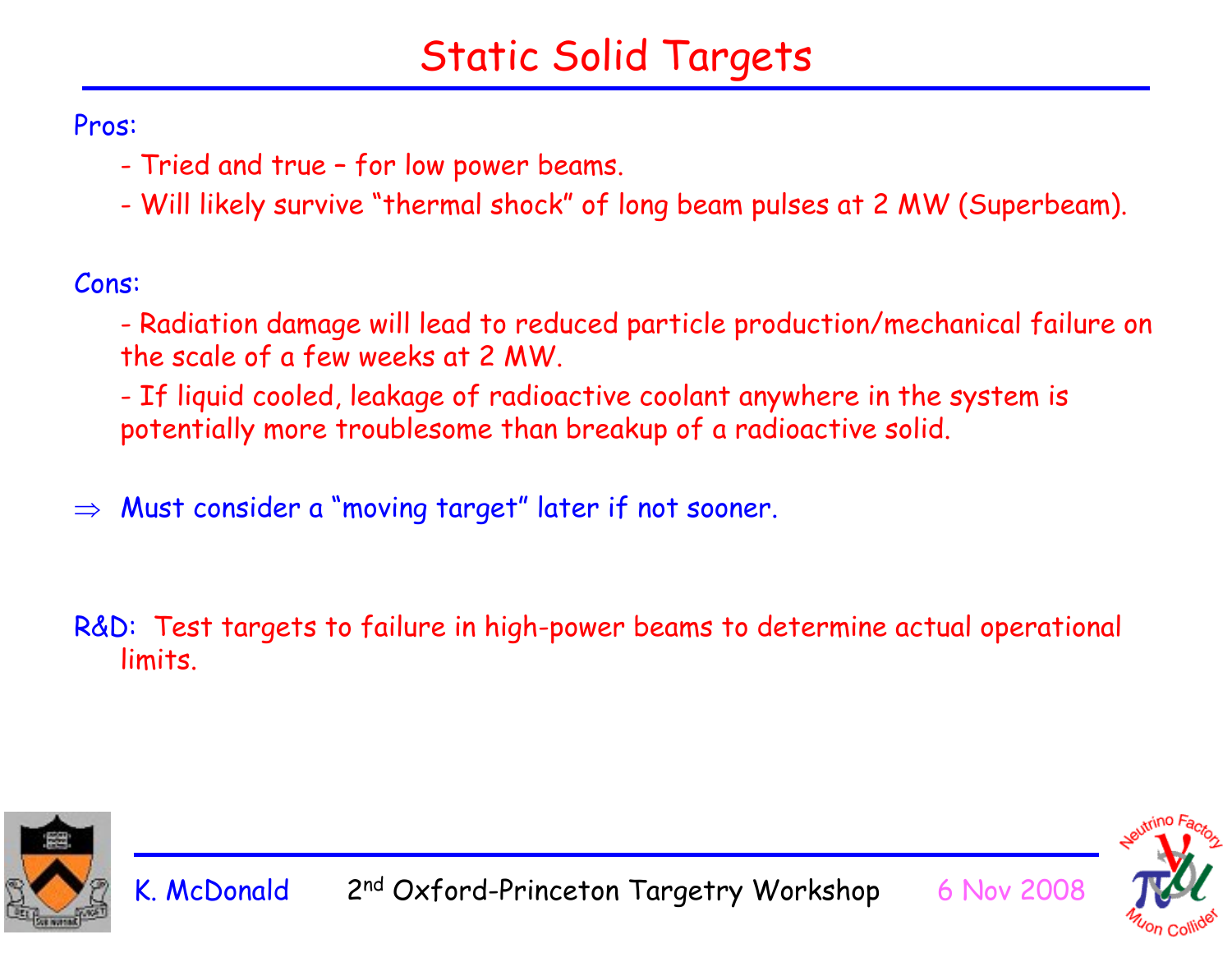# Static Solid Targets

Pros:

- Tried and true – for low power beams.
- Will likely survive "thermal shock" of long beam pulses at 2 MW (Superbeam).

Cons:

- Radiation damage will lead to reduced particle production/mechanical failure on the scale of a few weeks at 2 MW.
- If liquid cooled, leakage of radioactive coolant anywhere in the system is potentially more troublesome than breakup of a radioactive solid.

$\Rightarrow$ Must consider a "moving target" later if not sooner.

R&D: Test targets to failure in high-power beams to determine actual operational limits.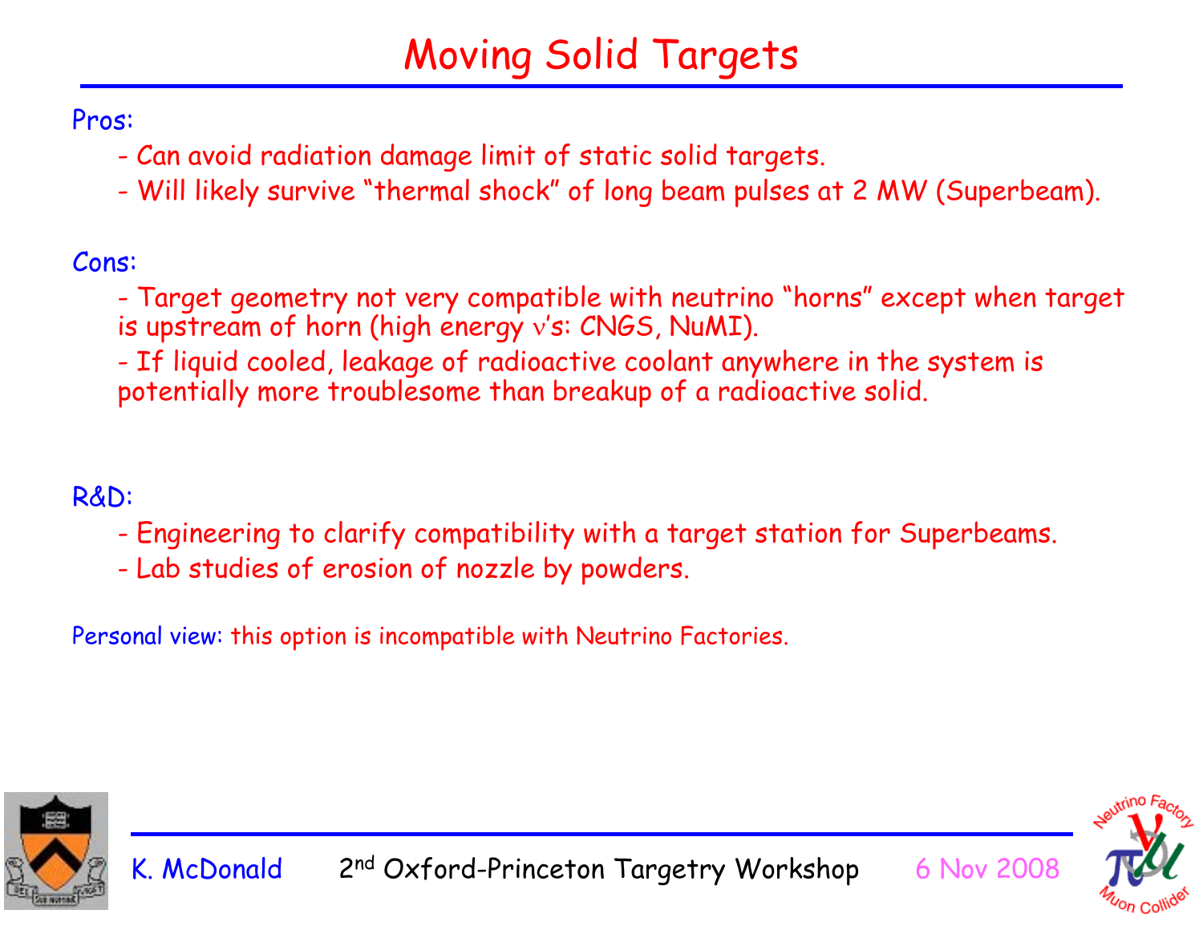# Moving Solid Targets

Pros:

- Can avoid radiation damage limit of static solid targets.
- Will likely survive "thermal shock" of long beam pulses at 2 MW (Superbeam).

Cons:

- Target geometry not very compatible with neutrino "horns" except when target is upstream of horn (high energy $\nu$'s: CNGS, NuMI).
- If liquid cooled, leakage of radioactive coolant anywhere in the system is potentially more troublesome than breakup of a radioactive solid.

R&D:

- Engineering to clarify compatibility with a target station for Superbeams.
- Lab studies of erosion of nozzle by powders.

Personal view: this option is incompatible with Neutrino Factories.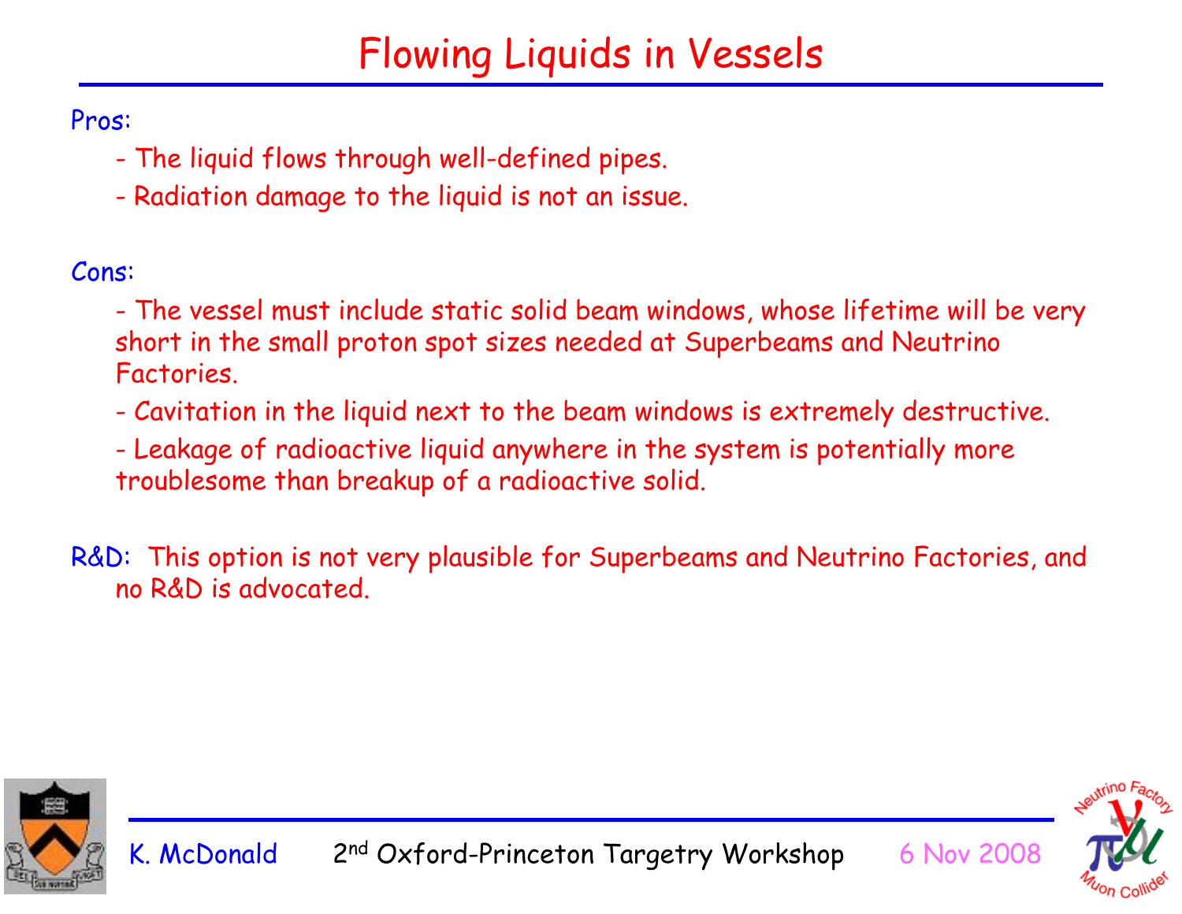# Flowing Liquids in Vessels

Pros:

- The liquid flows through well-defined pipes.
- Radiation damage to the liquid is not an issue.

Cons:

- The vessel must include static solid beam windows, whose lifetime will be very short in the small proton spot sizes needed at Superbeams and Neutrino Factories.
- Cavitation in the liquid next to the beam windows is extremely destructive.
- Leakage of radioactive liquid anywhere in the system is potentially more troublesome than breakup of a radioactive solid.

R&D: This option is not very plausible for Superbeams and Neutrino Factories, and no R&D is advocated.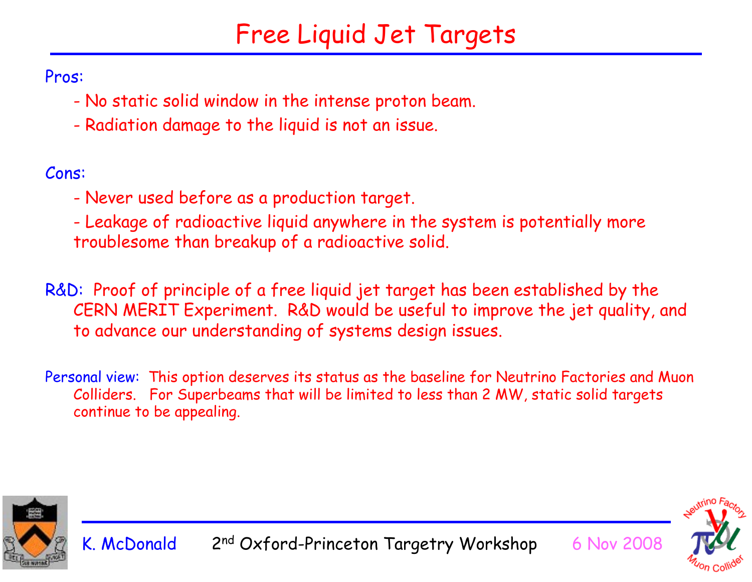# Free Liquid Jet Targets

Pros:

- No static solid window in the intense proton beam.
- Radiation damage to the liquid is not an issue.

Cons:

- Never used before as a production target.
- Leakage of radioactive liquid anywhere in the system is potentially more troublesome than breakup of a radioactive solid.

R&D: Proof of principle of a free liquid jet target has been established by the CERN MERIT Experiment. R&D would be useful to improve the jet quality, and to advance our understanding of systems design issues.

Personal view: This option deserves its status as the baseline for Neutrino Factories and Muon Colliders. For Superbeams that will be limited to less than 2 MW, static solid targets continue to be appealing.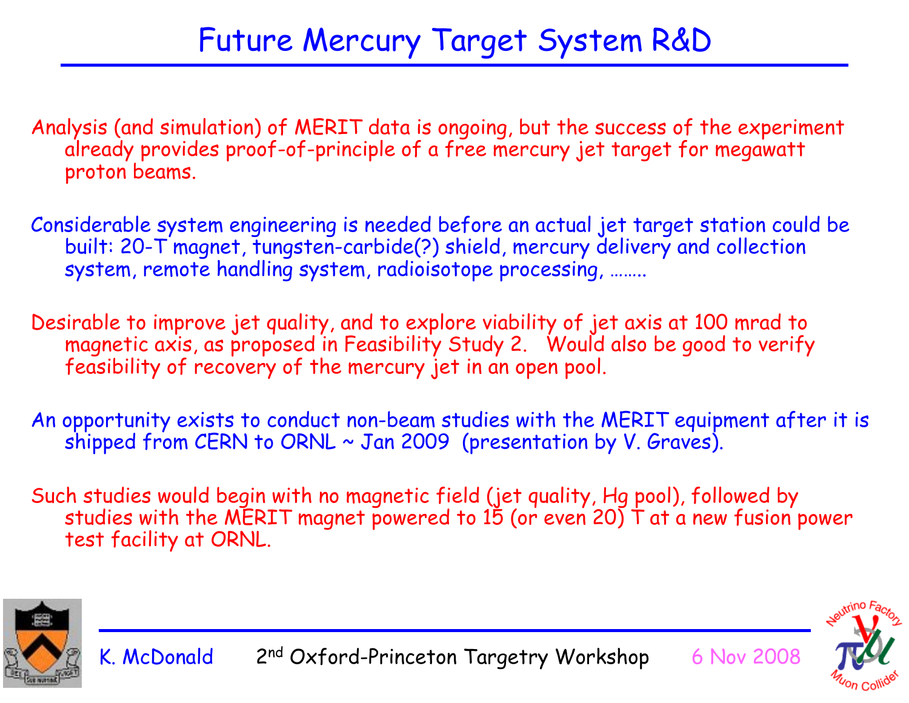# Future Mercury Target System R&D

Analysis (and simulation) of MERIT data is ongoing, but the success of the experiment already provides proof-of-principle of a free mercury jet target for megawatt proton beams.

Considerable system engineering is needed before an actual jet target station could be built: 20-T magnet, tungsten-carbide(?) shield, mercury delivery and collection system, remote handling system, radioisotope processing, ……..

Desirable to improve jet quality, and to explore viability of jet axis at 100 mrad to magnetic axis, as proposed in Feasibility Study 2. Would also be good to verify feasibility of recovery of the mercury jet in an open pool.

An opportunity exists to conduct non-beam studies with the MERIT equipment after it is shipped from CERN to ORNL ~ Jan 2009 (presentation by V. Graves).

Such studies would begin with no magnetic field (jet quality, Hg pool), followed by studies with the MERIT magnet powered to 15 (or even 20) T at a new fusion power test facility at ORNL.